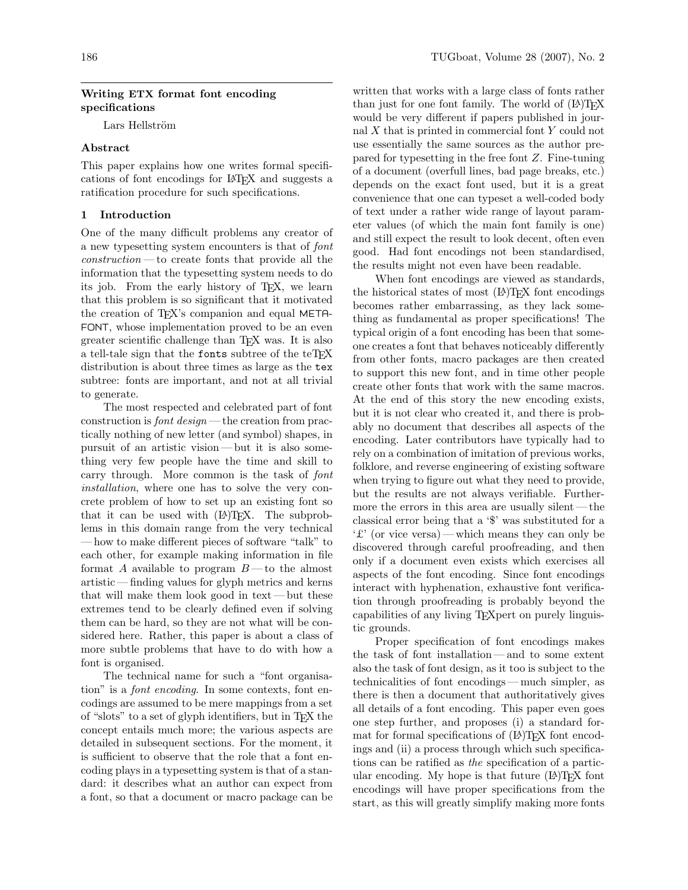## Writing ETX format font encoding specifications

Lars Hellström

### Abstract

This paper explains how one writes formal specifications of font encodings for LaTeX and suggests a ratification procedure for such specifications.

### 1 Introduction

One of the many difficult problems any creator of a new typesetting system encounters is that of *font construction* — to create fonts that provide all the information that the typesetting system needs to do its job. From the early history of TeX, we learn that this problem is so significant that it motivated the creation of TeX's companion and equal METAFONT, whose implementation proved to be an even greater scientific challenge than TeX was. It is also a tell-tale sign that the `fonts` subtree of the teTeX distribution is about three times as large as the `tex` subtree: fonts are important, and not at all trivial to generate.

The most respected and celebrated part of font construction is *font design* — the creation from practically nothing of new letter (and symbol) shapes, in pursuit of an artistic vision — but it is also something very few people have the time and skill to carry through. More common is the task of *font installation*, where one has to solve the very concrete problem of how to set up an existing font so that it can be used with (La)TeX. The subproblems in this domain range from the very technical — how to make different pieces of software "talk" to each other, for example making information in file format $A$ available to program $B$ — to the almost artistic — finding values for glyph metrics and kerns that will make them look good in text — but these extremes tend to be clearly defined even if solving them can be hard, so they are not what will be considered here. Rather, this paper is about a class of more subtle problems that have to do with how a font is organised.

The technical name for such a "font organisation" is a *font encoding*. In some contexts, font encodings are assumed to be mere mappings from a set of "slots" to a set of glyph identifiers, but in TeX the concept entails much more; the various aspects are detailed in subsequent sections. For the moment, it is sufficient to observe that the role that a font encoding plays in a typesetting system is that of a standard: it describes what an author can expect from a font, so that a document or macro package can be written that works with a large class of fonts rather than just for one font family. The world of (La)TeX would be very different if papers published in journal $X$ that is printed in commercial font $Y$ could not use essentially the same sources as the author prepared for typesetting in the free font $Z$. Fine-tuning of a document (overfull lines, bad page breaks, etc.) depends on the exact font used, but it is a great convenience that one can typeset a well-coded body of text under a rather wide range of layout parameter values (of which the main font family is one) and still expect the result to look decent, often even good. Had font encodings not been standardised, the results might not even have been readable.

When font encodings are viewed as standards, the historical states of most (La)TeX font encodings becomes rather embarrassing, as they lack something as fundamental as proper specifications! The typical origin of a font encoding has been that someone creates a font that behaves noticeably differently from other fonts, macro packages are then created to support this new font, and in time other people create other fonts that work with the same macros. At the end of this story the new encoding exists, but it is not clear who created it, and there is probably no document that describes all aspects of the encoding. Later contributors have typically had to rely on a combination of imitation of previous works, folklore, and reverse engineering of existing software when trying to figure out what they need to provide, but the results are not always verifiable. Furthermore the errors in this area are usually silent — the classical error being that a '$' was substituted for a '£' (or vice versa) — which means they can only be discovered through careful proofreading, and then only if a document even exists which exercises all aspects of the font encoding. Since font encodings interact with hyphenation, exhaustive font verification through proofreading is probably beyond the capabilities of any living TeXpert on purely linguistic grounds.

Proper specification of font encodings makes the task of font installation — and to some extent also the task of font design, as it too is subject to the technicalities of font encodings — much simpler, as there is then a document that authoritatively gives all details of a font encoding. This paper even goes one step further, and proposes (i) a standard format for formal specifications of (La)TeX font encodings and (ii) a process through which such specifications can be ratified as *the* specification of a particular encoding. My hope is that future (La)TeX font encodings will have proper specifications from the start, as this will greatly simplify making more fonts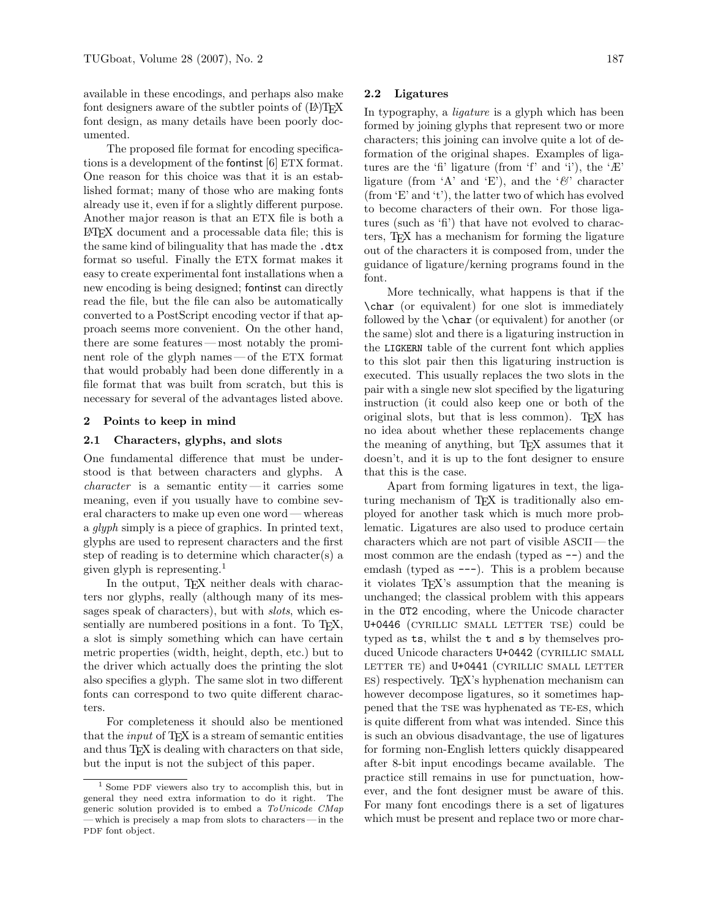available in these encodings, and perhaps also make font designers aware of the subtler points of (LA)TEX font design, as many details have been poorly documented.

The proposed file format for encoding specifications is a development of the fontinst [6] ETX format. One reason for this choice was that it is an established format; many of those who are making fonts already use it, even if for a slightly different purpose. Another major reason is that an ETX file is both a LATEX document and a processable data file; this is the same kind of bilinguality that has made the `.dtx` format so useful. Finally the ETX format makes it easy to create experimental font installations when a new encoding is being designed; fontinst can directly read the file, but the file can also be automatically converted to a PostScript encoding vector if that approach seems more convenient. On the other hand, there are some features — most notably the prominent role of the glyph names — of the ETX format that would probably had been done differently in a file format that was built from scratch, but this is necessary for several of the advantages listed above.

## 2 Points to keep in mind

### 2.1 Characters, glyphs, and slots

One fundamental difference that must be understood is that between characters and glyphs. A *character* is a semantic entity — it carries some meaning, even if you usually have to combine several characters to make up even one word — whereas a *glyph* simply is a piece of graphics. In printed text, glyphs are used to represent characters and the first step of reading is to determine which character(s) a given glyph is representing.[1]

In the output, TEX neither deals with characters nor glyphs, really (although many of its messages speak of characters), but with *slots*, which essentially are numbered positions in a font. To TEX, a slot is simply something which can have certain metric properties (width, height, depth, etc.) but to the driver which actually does the printing the slot also specifies a glyph. The same slot in two different fonts can correspond to two quite different characters.

For completeness it should also be mentioned that the *input* of TEX is a stream of semantic entities and thus TEX is dealing with characters on that side, but the input is not the subject of this paper.

[1] Some PDF viewers also try to accomplish this, but in general they need extra information to do it right. The generic solution provided is to embed a *ToUnicode CMap* — which is precisely a map from slots to characters — in the PDF font object.

### 2.2 Ligatures

In typography, a *ligature* is a glyph which has been formed by joining glyphs that represent two or more characters; this joining can involve quite a lot of deformation of the original shapes. Examples of ligatures are the 'fi' ligature (from 'f' and 'i'), the 'Æ' ligature (from 'A' and 'E'), and the '&' character (from 'E' and 't'), the latter two of which has evolved to become characters of their own. For those ligatures (such as 'fi') that have not evolved to characters, TEX has a mechanism for forming the ligature out of the characters it is composed from, under the guidance of ligature/kerning programs found in the font.

More technically, what happens is that if the `\char` (or equivalent) for one slot is immediately followed by the `\char` (or equivalent) for another (or the same) slot and there is a ligaturing instruction in the `LIGKERN` table of the current font which applies to this slot pair then this ligaturing instruction is executed. This usually replaces the two slots in the pair with a single new slot specified by the ligaturing instruction (it could also keep one or both of the original slots, but that is less common). TEX has no idea about whether these replacements change the meaning of anything, but TEX assumes that it doesn't, and it is up to the font designer to ensure that this is the case.

Apart from forming ligatures in text, the ligaturing mechanism of TEX is traditionally also employed for another task which is much more problematic. Ligatures are also used to produce certain characters which are not part of visible ASCII — the most common are the endash (typed as `--`) and the emdash (typed as `---`). This is a problem because it violates TEX's assumption that the meaning is unchanged; the classical problem with this appears in the `OT2` encoding, where the Unicode character `U+0446` (CYRILLIC SMALL LETTER TSE) could be typed as `ts`, whilst the `t` and `s` by themselves produced Unicode characters `U+0442` (CYRILLIC SMALL LETTER TE) and `U+0441` (CYRILLIC SMALL LETTER ES) respectively. TEX's hyphenation mechanism can however decompose ligatures, so it sometimes happened that the TSE was hyphenated as TE-ES, which is quite different from what was intended. Since this is such an obvious disadvantage, the use of ligatures for forming non-English letters quickly disappeared after 8-bit input encodings became available. The practice still remains in use for punctuation, however, and the font designer must be aware of this. For many font encodings there is a set of ligatures which must be present and replace two or more char-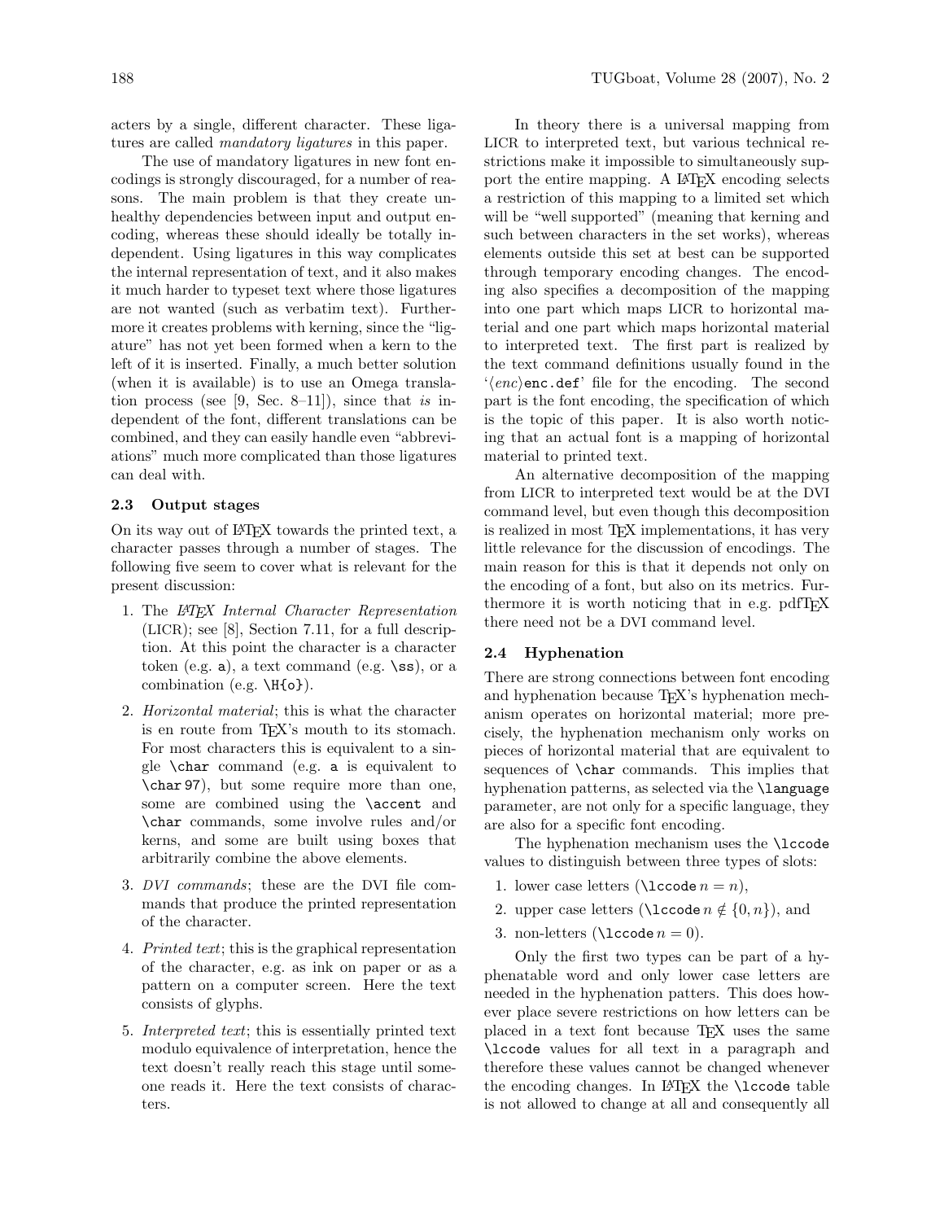acters by a single, different character. These ligatures are called *mandatory ligatures* in this paper.

The use of mandatory ligatures in new font encodings is strongly discouraged, for a number of reasons. The main problem is that they create unhealthy dependencies between input and output encoding, whereas these should ideally be totally independent. Using ligatures in this way complicates the internal representation of text, and it also makes it much harder to typeset text where those ligatures are not wanted (such as verbatim text). Furthermore it creates problems with kerning, since the "ligature" has not yet been formed when a kern to the left of it is inserted. Finally, a much better solution (when it is available) is to use an Omega translation process (see [9, Sec. 8–11]), since that *is* independent of the font, different translations can be combined, and they can easily handle even "abbreviations" much more complicated than those ligatures can deal with.

### 2.3 Output stages

On its way out of LaTeX towards the printed text, a character passes through a number of stages. The following five seem to cover what is relevant for the present discussion:

1. The *LaTeX Internal Character Representation* (LICR); see [8], Section 7.11, for a full description. At this point the character is a character token (e.g. `a`), a text command (e.g. `\ss`), or a combination (e.g. `\H{o}`).
2. *Horizontal material*; this is what the character is en route from TeX's mouth to its stomach. For most characters this is equivalent to a single `\char` command (e.g. `a` is equivalent to `\char 97`), but some require more than one, some are combined using the `\accent` and `\char` commands, some involve rules and/or kerns, and some are built using boxes that arbitrarily combine the above elements.
3. *DVI commands*; these are the DVI file commands that produce the printed representation of the character.
4. *Printed text*; this is the graphical representation of the character, e.g. as ink on paper or as a pattern on a computer screen. Here the text consists of glyphs.
5. *Interpreted text*; this is essentially printed text modulo equivalence of interpretation, hence the text doesn't really reach this stage until someone reads it. Here the text consists of characters.

In theory there is a universal mapping from LICR to interpreted text, but various technical restrictions make it impossible to simultaneously support the entire mapping. A LaTeX encoding selects a restriction of this mapping to a limited set which will be "well supported" (meaning that kerning and such between characters in the set works), whereas elements outside this set at best can be supported through temporary encoding changes. The encoding also specifies a decomposition of the mapping into one part which maps LICR to horizontal material and one part which maps horizontal material to interpreted text. The first part is realized by the text command definitions usually found in the '⟨*enc*⟩`enc.def`' file for the encoding. The second part is the font encoding, the specification of which is the topic of this paper. It is also worth noticing that an actual font is a mapping of horizontal material to printed text.

An alternative decomposition of the mapping from LICR to interpreted text would be at the DVI command level, but even though this decomposition is realized in most TeX implementations, it has very little relevance for the discussion of encodings. The main reason for this is that it depends not only on the encoding of a font, but also on its metrics. Furthermore it is worth noticing that in e.g. pdfTeX there need not be a DVI command level.

### 2.4 Hyphenation

There are strong connections between font encoding and hyphenation because TeX's hyphenation mechanism operates on horizontal material; more precisely, the hyphenation mechanism only works on pieces of horizontal material that are equivalent to sequences of `\char` commands. This implies that hyphenation patterns, as selected via the `\language` parameter, are not only for a specific language, they are also for a specific font encoding.

The hyphenation mechanism uses the `\lccode` values to distinguish between three types of slots:

1. lower case letters ($\texttt{\textbackslash lccode}\, n = n$),
2. upper case letters ($\texttt{\textbackslash lccode}\, n \notin \{0, n\}$), and
3. non-letters ($\texttt{\textbackslash lccode}\, n = 0$).

Only the first two types can be part of a hyphenatable word and only lower case letters are needed in the hyphenation patters. This does however place severe restrictions on how letters can be placed in a text font because TeX uses the same `\lccode` values for all text in a paragraph and therefore these values cannot be changed whenever the encoding changes. In LaTeX the `\lccode` table is not allowed to change at all and consequently all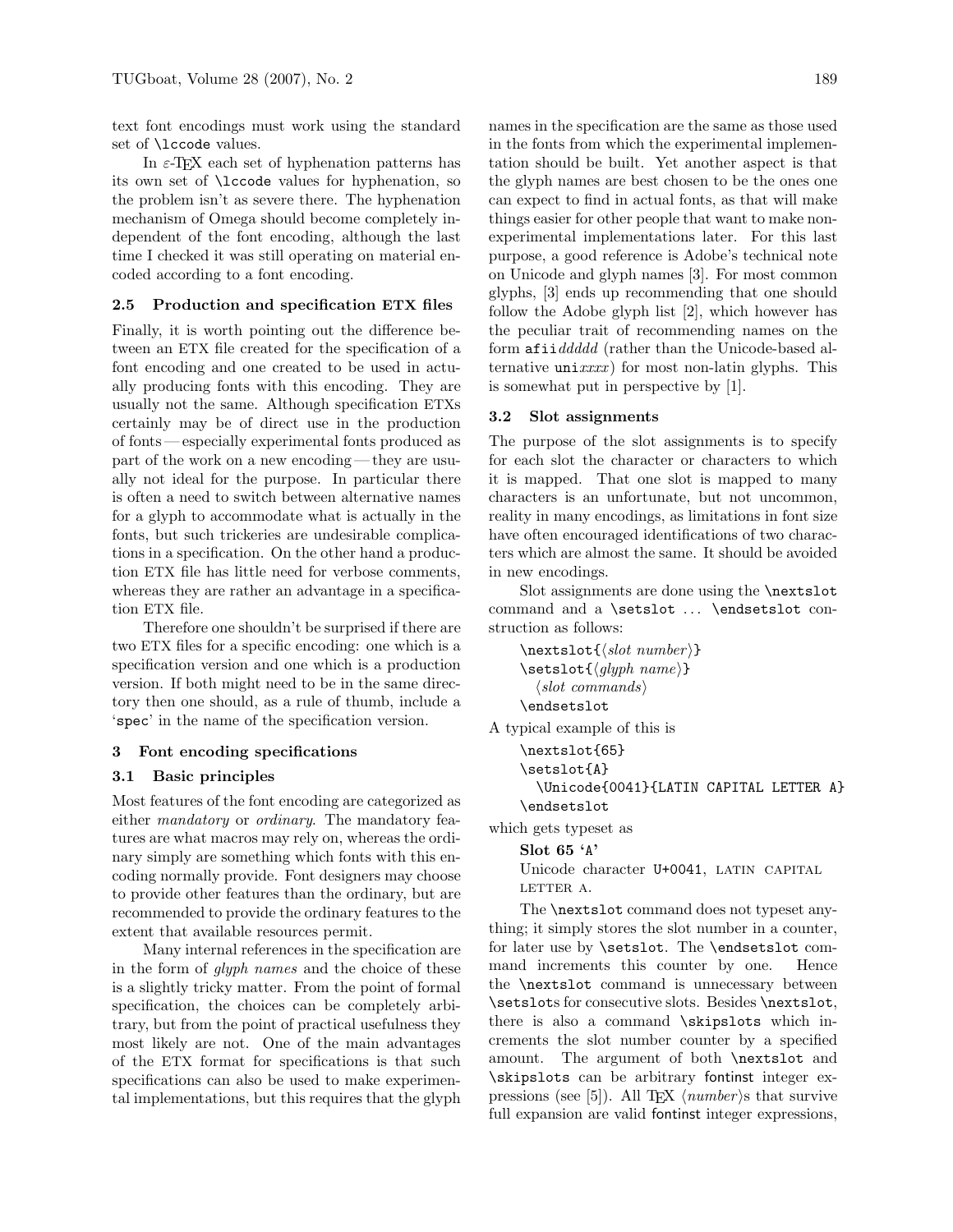text font encodings must work using the standard set of `\lccode` values.

In ε-TeX each set of hyphenation patterns has its own set of `\lccode` values for hyphenation, so the problem isn't as severe there. The hyphenation mechanism of Omega should become completely independent of the font encoding, although the last time I checked it was still operating on material encoded according to a font encoding.

### 2.5 Production and specification ETX files

Finally, it is worth pointing out the difference between an ETX file created for the specification of a font encoding and one created to be used in actually producing fonts with this encoding. They are usually not the same. Although specification ETXs certainly may be of direct use in the production of fonts — especially experimental fonts produced as part of the work on a new encoding — they are usually not ideal for the purpose. In particular there is often a need to switch between alternative names for a glyph to accommodate what is actually in the fonts, but such trickeries are undesirable complications in a specification. On the other hand a production ETX file has little need for verbose comments, whereas they are rather an advantage in a specification ETX file.

Therefore one shouldn't be surprised if there are two ETX files for a specific encoding: one which is a specification version and one which is a production version. If both might need to be in the same directory then one should, as a rule of thumb, include a '`spec`' in the name of the specification version.

## 3 Font encoding specifications

### 3.1 Basic principles

Most features of the font encoding are categorized as either *mandatory* or *ordinary*. The mandatory features are what macros may rely on, whereas the ordinary simply are something which fonts with this encoding normally provide. Font designers may choose to provide other features than the ordinary, but are recommended to provide the ordinary features to the extent that available resources permit.

Many internal references in the specification are in the form of *glyph names* and the choice of these is a slightly tricky matter. From the point of formal specification, the choices can be completely arbitrary, but from the point of practical usefulness they most likely are not. One of the main advantages of the ETX format for specifications is that such specifications can also be used to make experimental implementations, but this requires that the glyph names in the specification are the same as those used in the fonts from which the experimental implementation should be built. Yet another aspect is that the glyph names are best chosen to be the ones one can expect to find in actual fonts, as that will make things easier for other people that want to make non-experimental implementations later. For this last purpose, a good reference is Adobe's technical note on Unicode and glyph names [3]. For most common glyphs, [3] ends up recommending that one should follow the Adobe glyph list [2], which however has the peculiar trait of recommending names on the form `afii`*ddddd* (rather than the Unicode-based alternative `uni`*xxxx*) for most non-latin glyphs. This is somewhat put in perspective by [1].

### 3.2 Slot assignments

The purpose of the slot assignments is to specify for each slot the character or characters to which it is mapped. That one slot is mapped to many characters is an unfortunate, but not uncommon, reality in many encodings, as limitations in font size have often encouraged identifications of two characters which are almost the same. It should be avoided in new encodings.

Slot assignments are done using the `\nextslot` command and a `\setslot` ... `\endsetslot` construction as follows:

```
\nextslot{⟨slot number⟩}
\setslot{⟨glyph name⟩}
  ⟨slot commands⟩
\endsetslot
```

A typical example of this is

```
\nextslot{65}
\setslot{A}
  \Unicode{0041}{LATIN CAPITAL LETTER A}
\endsetslot
```

which gets typeset as

**Slot 65 '`A`'**
Unicode character `U+0041`, LATIN CAPITAL LETTER A.

The `\nextslot` command does not typeset anything; it simply stores the slot number in a counter, for later use by `\setslot`. The `\endsetslot` command increments this counter by one. Hence the `\nextslot` command is unnecessary between `\setslot`s for consecutive slots. Besides `\nextslot`, there is also a command `\skipslots` which increments the slot number counter by a specified amount. The argument of both `\nextslot` and `\skipslots` can be arbitrary fontinst integer expressions (see [5]). All TeX ⟨*number*⟩s that survive full expansion are valid fontinst integer expressions,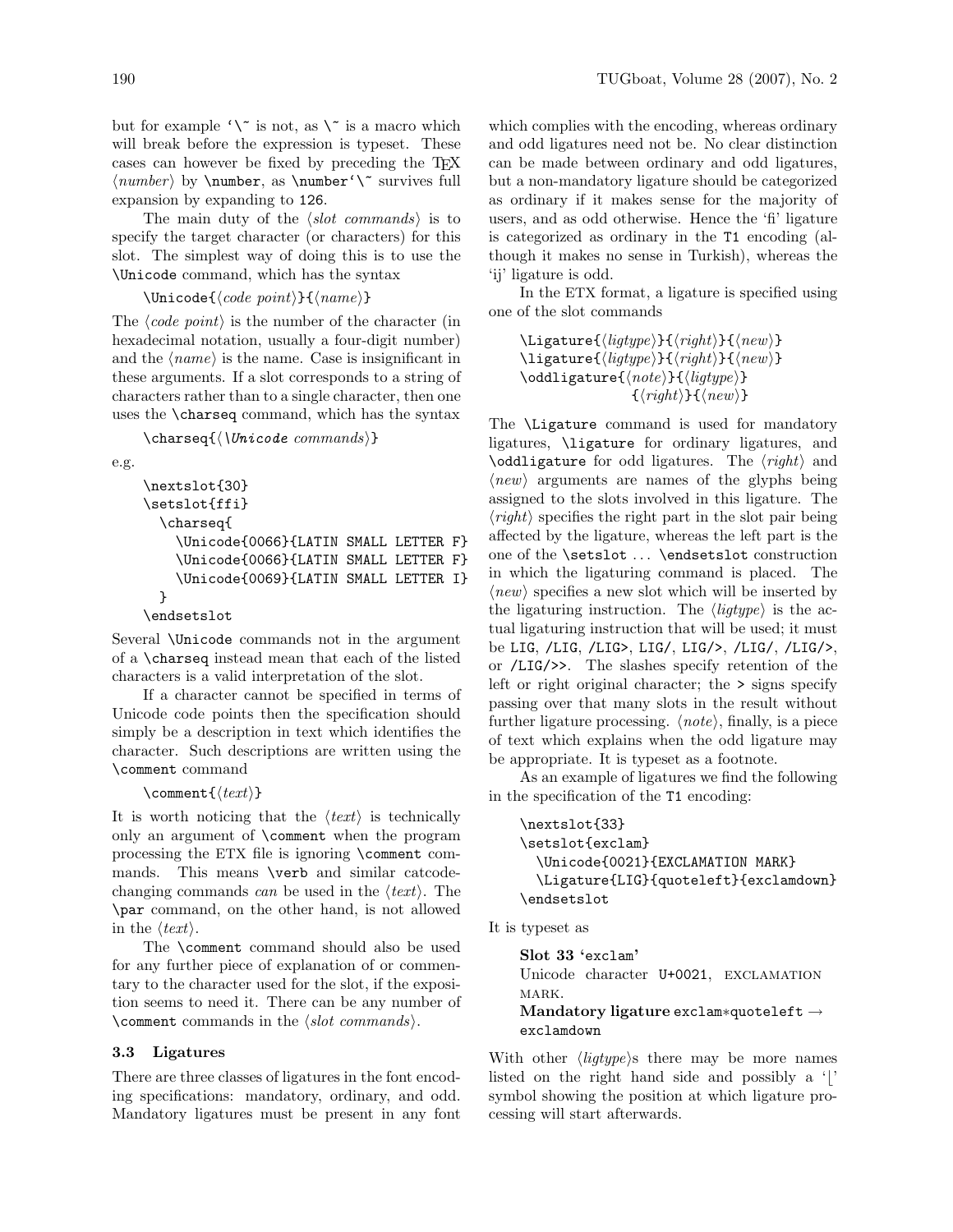but for example '\~ is not, as \~ is a macro which will break before the expression is typeset. These cases can however be fixed by preceding the TeX ⟨*number*⟩ by `\number`, as `\number'\~` survives full expansion by expanding to `126`.

The main duty of the ⟨*slot commands*⟩ is to specify the target character (or characters) for this slot. The simplest way of doing this is to use the `\Unicode` command, which has the syntax

```
\Unicode{⟨code point⟩}{⟨name⟩}
```

The ⟨*code point*⟩ is the number of the character (in hexadecimal notation, usually a four-digit number) and the ⟨*name*⟩ is the name. Case is insignificant in these arguments. If a slot corresponds to a string of characters rather than to a single character, then one uses the `\charseq` command, which has the syntax

```
\charseq{⟨\Unicode commands⟩}
```

e.g.

```
\nextslot{30}
\setslot{ffi}
  \charseq{
    \Unicode{0066}{LATIN SMALL LETTER F}
    \Unicode{0066}{LATIN SMALL LETTER F}
    \Unicode{0069}{LATIN SMALL LETTER I}
  }
\endsetslot
```

Several `\Unicode` commands not in the argument of a `\charseq` instead mean that each of the listed characters is a valid interpretation of the slot.

If a character cannot be specified in terms of Unicode code points then the specification should simply be a description in text which identifies the character. Such descriptions are written using the `\comment` command

```
\comment{⟨text⟩}
```

It is worth noticing that the ⟨*text*⟩ is technically only an argument of `\comment` when the program processing the ETX file is ignoring `\comment` commands. This means `\verb` and similar catcode-changing commands *can* be used in the ⟨*text*⟩. The `\par` command, on the other hand, is not allowed in the ⟨*text*⟩.

The `\comment` command should also be used for any further piece of explanation of or commentary to the character used for the slot, if the exposition seems to need it. There can be any number of `\comment` commands in the ⟨*slot commands*⟩.

### 3.3 Ligatures

There are three classes of ligatures in the font encoding specifications: mandatory, ordinary, and odd. Mandatory ligatures must be present in any font which complies with the encoding, whereas ordinary and odd ligatures need not be. No clear distinction can be made between ordinary and odd ligatures, but a non-mandatory ligature should be categorized as ordinary if it makes sense for the majority of users, and as odd otherwise. Hence the 'fi' ligature is categorized as ordinary in the T1 encoding (although it makes no sense in Turkish), whereas the 'ij' ligature is odd.

In the ETX format, a ligature is specified using one of the slot commands

```
\Ligature{⟨ligtype⟩}{⟨right⟩}{⟨new⟩}
\ligature{⟨ligtype⟩}{⟨right⟩}{⟨new⟩}
\oddligature{⟨note⟩}{⟨ligtype⟩}
            {⟨right⟩}{⟨new⟩}
```

The `\Ligature` command is used for mandatory ligatures, `\ligature` for ordinary ligatures, and `\oddligature` for odd ligatures. The ⟨*right*⟩ and ⟨*new*⟩ arguments are names of the glyphs being assigned to the slots involved in this ligature. The ⟨*right*⟩ specifies the right part in the slot pair being affected by the ligature, whereas the left part is the one of the `\setslot` ... `\endsetslot` construction in which the ligaturing command is placed. The ⟨*new*⟩ specifies a new slot which will be inserted by the ligaturing instruction. The ⟨*ligtype*⟩ is the actual ligaturing instruction that will be used; it must be `LIG`, `/LIG`, `/LIG>`, `LIG/`, `LIG/>`, `/LIG/`, `/LIG/>`, or `/LIG/>>`. The slashes specify retention of the left or right original character; the `>` signs specify passing over that many slots in the result without further ligature processing. ⟨*note*⟩, finally, is a piece of text which explains when the odd ligature may be appropriate. It is typeset as a footnote.

As an example of ligatures we find the following in the specification of the T1 encoding:

```
\nextslot{33}
\setslot{exclam}
  \Unicode{0021}{EXCLAMATION MARK}
  \Ligature{LIG}{quoteleft}{exclamdown}
\endsetslot
```

It is typeset as

> **Slot 33 '`exclam`'**
> Unicode character `U+0021`, EXCLAMATION MARK.
> **Mandatory ligature** `exclam`∗`quoteleft` → `exclamdown`

With other ⟨*ligtype*⟩s there may be more names listed on the right hand side and possibly a '⌊' symbol showing the position at which ligature processing will start afterwards.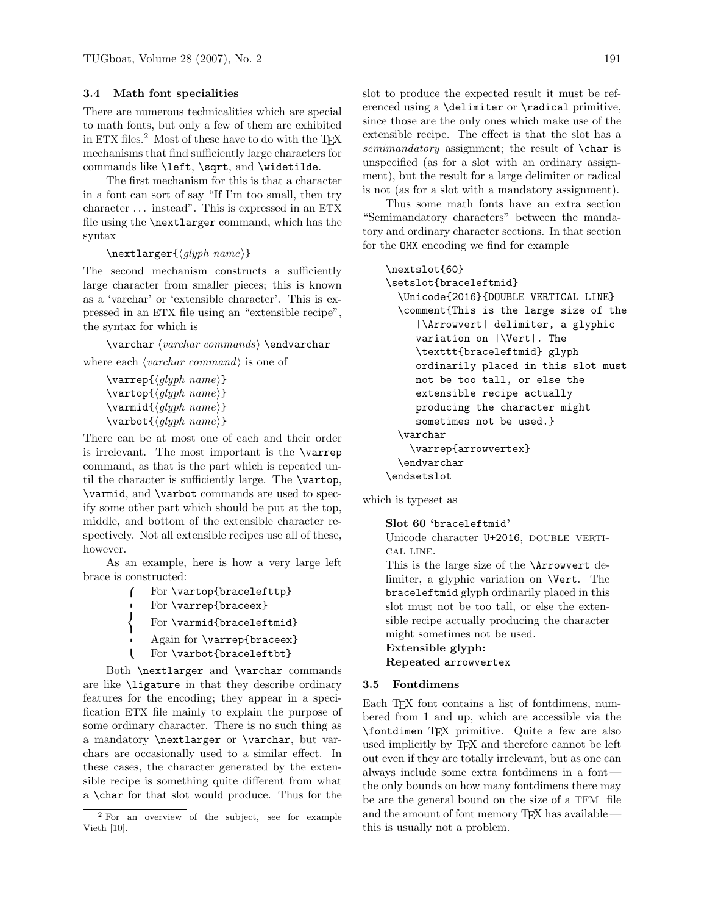### 3.4 Math font specialities

There are numerous technicalities which are special to math fonts, but only a few of them are exhibited in ETX files.[2] Most of these have to do with the TeX mechanisms that find sufficiently large characters for commands like `\left`, `\sqrt`, and `\widetilde`.

The first mechanism for this is that a character in a font can sort of say "If I'm too small, then try character ... instead". This is expressed in an ETX file using the `\nextlarger` command, which has the syntax

`\nextlarger{`⟨*glyph name*⟩`}`

The second mechanism constructs a sufficiently large character from smaller pieces; this is known as a 'varchar' or 'extensible character'. This is expressed in an ETX file using an "extensible recipe", the syntax for which is

`\varchar` ⟨*varchar commands*⟩ `\endvarchar`

where each ⟨*varchar command*⟩ is one of

`\varrep{`⟨*glyph name*⟩`}`
`\vartop{`⟨*glyph name*⟩`}`
`\varmid{`⟨*glyph name*⟩`}`
`\varbot{`⟨*glyph name*⟩`}`

There can be at most one of each and their order is irrelevant. The most important is the `\varrep` command, as that is the part which is repeated until the character is sufficiently large. The `\vartop`, `\varmid`, and `\varbot` commands are used to specify some other part which should be put at the top, middle, and bottom of the extensible character respectively. Not all extensible recipes use all of these, however.

As an example, here is how a very large left brace is constructed:

- For `\vartop{bracelefttp}`
- For `\varrep{braceex}`
- For `\varmid{braceleftmid}`
- Again for `\varrep{braceex}`
- For `\varbot{braceleftbt}`

Both `\nextlarger` and `\varchar` commands are like `\ligature` in that they describe ordinary features for the encoding; they appear in a specification ETX file mainly to explain the purpose of some ordinary character. There is no such thing as a mandatory `\nextlarger` or `\varchar`, but varchars are occasionally used to a similar effect. In these cases, the character generated by the extensible recipe is something quite different from what a `\char` for that slot would produce. Thus for the slot to produce the expected result it must be referenced using a `\delimiter` or `\radical` primitive, since those are the only ones which make use of the extensible recipe. The effect is that the slot has a *semimandatory* assignment; the result of `\char` is unspecified (as for a slot with an ordinary assignment), but the result for a large delimiter or radical is not (as for a slot with a mandatory assignment).

Thus some math fonts have an extra section "Semimandatory characters" between the mandatory and ordinary character sections. In that section for the `OMX` encoding we find for example

```
\nextslot{60}
\setslot{braceleftmid}
  \Unicode{2016}{DOUBLE VERTICAL LINE}
  \comment{This is the large size of the
     |\Arrowvert| delimiter, a glyphic
     variation on |\Vert|. The
     \texttt{braceleftmid} glyph
     ordinarily placed in this slot must
     not be too tall, or else the
     extensible recipe actually
     producing the character might
     sometimes not be used.}
  \varchar
    \varrep{arrowvertex}
  \endvarchar
\endsetslot
```

which is typeset as

> **Slot 60 '`braceleftmid`'**
> Unicode character U+2016, DOUBLE VERTICAL LINE.
> This is the large size of the `\Arrowvert` delimiter, a glyphic variation on `\Vert`. The `braceleftmid` glyph ordinarily placed in this slot must not be too tall, or else the extensible recipe actually producing the character might sometimes not be used.
> **Extensible glyph:**
> **Repeated** `arrowvertex`

### 3.5 Fontdimens

Each TeX font contains a list of fontdimens, numbered from 1 and up, which are accessible via the `\fontdimen` TeX primitive. Quite a few are also used implicitly by TeX and therefore cannot be left out even if they are totally irrelevant, but as one can always include some extra fontdimens in a font — the only bounds on how many fontdimens there may be are the general bound on the size of a TFM file and the amount of font memory TeX has available — this is usually not a problem.

---

[2] For an overview of the subject, see for example Vieth [10].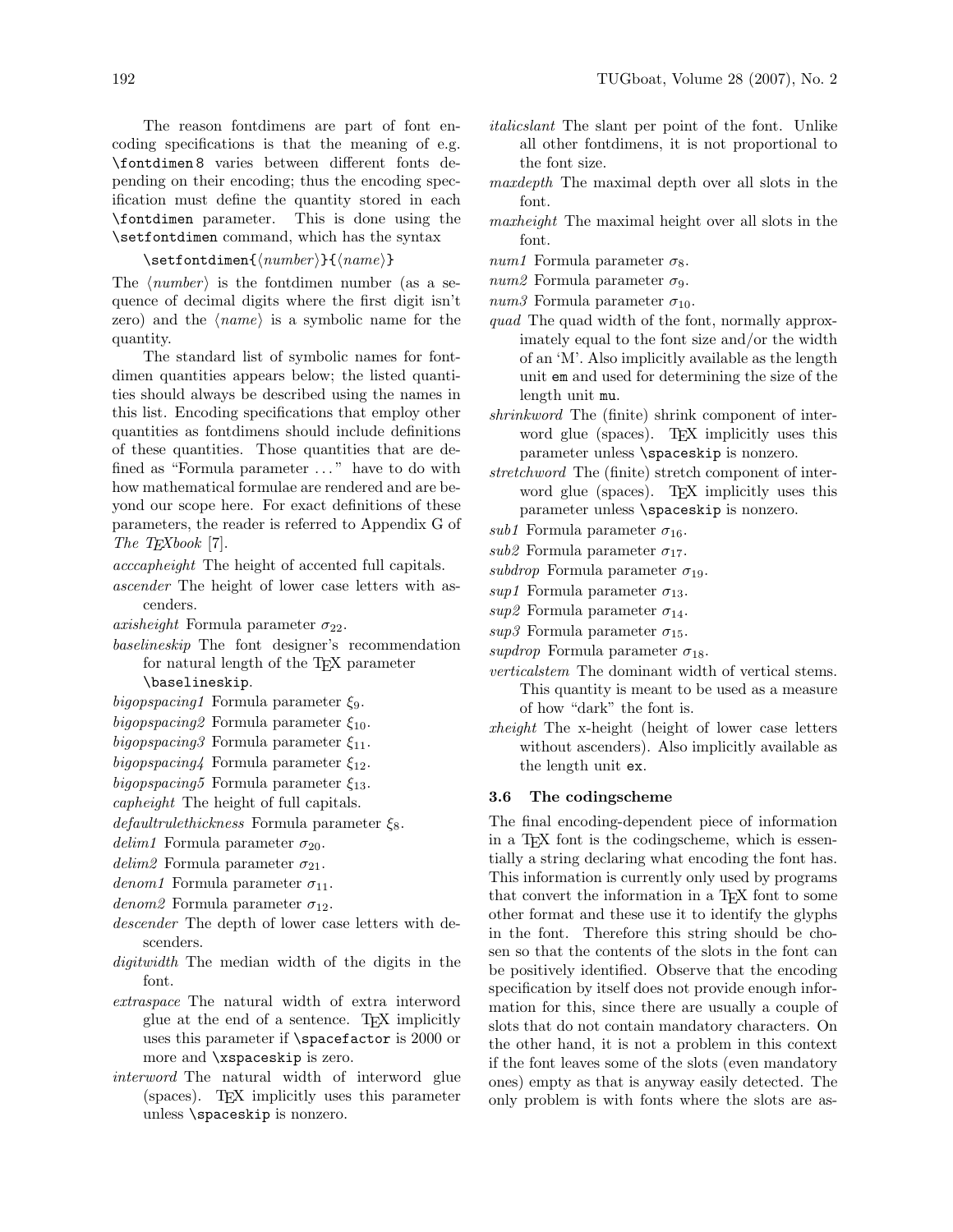The reason fontdimens are part of font encoding specifications is that the meaning of e.g. `\fontdimen 8` varies between different fonts depending on their encoding; thus the encoding specification must define the quantity stored in each `\fontdimen` parameter. This is done using the `\setfontdimen` command, which has the syntax

`\setfontdimen{`⟨*number*⟩`}{`⟨*name*⟩`}`

The ⟨*number*⟩ is the fontdimen number (as a sequence of decimal digits where the first digit isn't zero) and the ⟨*name*⟩ is a symbolic name for the quantity.

The standard list of symbolic names for fontdimen quantities appears below; the listed quantities should always be described using the names in this list. Encoding specifications that employ other quantities as fontdimens should include definitions of these quantities. Those quantities that are defined as "Formula parameter ..." have to do with how mathematical formulae are rendered and are beyond our scope here. For exact definitions of these parameters, the reader is referred to Appendix G of *The TEXbook* [7].

*acccapheight* The height of accented full capitals.

*ascender* The height of lower case letters with ascenders.

*axisheight* Formula parameter $\sigma_{22}$.

*baselineskip* The font designer's recommendation for natural length of the TEX parameter `\baselineskip`.

*bigopspacing1* Formula parameter $\xi_9$.

*bigopspacing2* Formula parameter $\xi_{10}$.

*bigopspacing3* Formula parameter $\xi_{11}$.

*bigopspacing4* Formula parameter $\xi_{12}$.

*bigopspacing5* Formula parameter $\xi_{13}$.

*capheight* The height of full capitals.

*defaultrulethickness* Formula parameter $\xi_8$.

*delim1* Formula parameter $\sigma_{20}$.

*delim2* Formula parameter $\sigma_{21}$.

*denom1* Formula parameter $\sigma_{11}$.

*denom2* Formula parameter $\sigma_{12}$.

*descender* The depth of lower case letters with descenders.

*digitwidth* The median width of the digits in the font.

*extraspace* The natural width of extra interword glue at the end of a sentence. TEX implicitly uses this parameter if `\spacefactor` is 2000 or more and `\xspaceskip` is zero.

*interword* The natural width of interword glue (spaces). TEX implicitly uses this parameter unless `\spaceskip` is nonzero.

*italicslant* The slant per point of the font. Unlike all other fontdimens, it is not proportional to the font size.

*maxdepth* The maximal depth over all slots in the font.

*maxheight* The maximal height over all slots in the font.

*num1* Formula parameter $\sigma_8$.

*num2* Formula parameter $\sigma_9$.

*num3* Formula parameter $\sigma_{10}$.

*quad* The quad width of the font, normally approximately equal to the font size and/or the width of an 'M'. Also implicitly available as the length unit `em` and used for determining the size of the length unit `mu`.

*shrinkword* The (finite) shrink component of interword glue (spaces). TEX implicitly uses this parameter unless `\spaceskip` is nonzero.

*stretchword* The (finite) stretch component of interword glue (spaces). TEX implicitly uses this parameter unless `\spaceskip` is nonzero.

*sub1* Formula parameter $\sigma_{16}$.

*sub2* Formula parameter $\sigma_{17}$.

*subdrop* Formula parameter $\sigma_{19}$.

*sup1* Formula parameter $\sigma_{13}$.

*sup2* Formula parameter $\sigma_{14}$.

*sup3* Formula parameter $\sigma_{15}$.

*supdrop* Formula parameter $\sigma_{18}$.

*verticalstem* The dominant width of vertical stems. This quantity is meant to be used as a measure of how "dark" the font is.

*xheight* The x-height (height of lower case letters without ascenders). Also implicitly available as the length unit `ex`.

### 3.6 The codingscheme

The final encoding-dependent piece of information in a TEX font is the codingscheme, which is essentially a string declaring what encoding the font has. This information is currently only used by programs that convert the information in a TEX font to some other format and these use it to identify the glyphs in the font. Therefore this string should be chosen so that the contents of the slots in the font can be positively identified. Observe that the encoding specification by itself does not provide enough information for this, since there are usually a couple of slots that do not contain mandatory characters. On the other hand, it is not a problem in this context if the font leaves some of the slots (even mandatory ones) empty as that is anyway easily detected. The only problem is with fonts where the slots are as-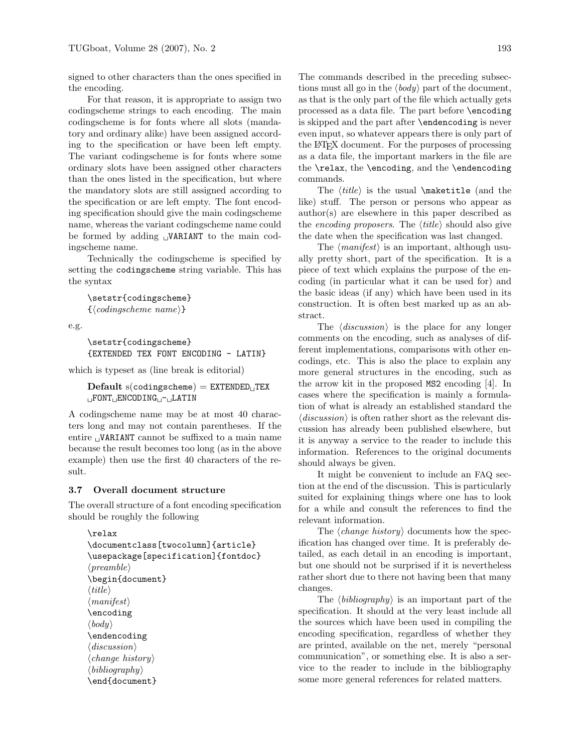signed to other characters than the ones specified in the encoding.

For that reason, it is appropriate to assign two codingscheme strings to each encoding. The main codingscheme is for fonts where all slots (mandatory and ordinary alike) have been assigned according to the specification or have been left empty. The variant codingscheme is for fonts where some ordinary slots have been assigned other characters than the ones listed in the specification, but where the mandatory slots are still assigned according to the specification or are left empty. The font encoding specification should give the main codingscheme name, whereas the variant codingscheme name could be formed by adding `␣VARIANT` to the main codingscheme name.

Technically the codingscheme is specified by setting the `codingscheme` string variable. This has the syntax

```
\setstr{codingscheme}
{⟨codingscheme name⟩}
```

e.g.

```
\setstr{codingscheme}
{EXTENDED TEX FONT ENCODING - LATIN}
```

which is typeset as (line break is editorial)

> **Default** s(`codingscheme`) = `EXTENDED␣TEX ␣FONT␣ENCODING␣-␣LATIN`

A codingscheme name may be at most 40 characters long and may not contain parentheses. If the entire `␣VARIANT` cannot be suffixed to a main name because the result becomes too long (as in the above example) then use the first 40 characters of the result.

### 3.7 Overall document structure

The overall structure of a font encoding specification should be roughly the following

```
\relax
\documentclass[twocolumn]{article}
\usepackage[specification]{fontdoc}
⟨preamble⟩
\begin{document}
⟨title⟩
⟨manifest⟩
\encoding
⟨body⟩
\endencoding
⟨discussion⟩
⟨change history⟩
⟨bibliography⟩
\end{document}
```

The commands described in the preceding subsections must all go in the ⟨*body*⟩ part of the document, as that is the only part of the file which actually gets processed as a data file. The part before `\encoding` is skipped and the part after `\endencoding` is never even input, so whatever appears there is only part of the LaTeX document. For the purposes of processing as a data file, the important markers in the file are the `\relax`, the `\encoding`, and the `\endencoding` commands.

The ⟨*title*⟩ is the usual `\maketitle` (and the like) stuff. The person or persons who appear as author(s) are elsewhere in this paper described as the *encoding proposers*. The ⟨*title*⟩ should also give the date when the specification was last changed.

The ⟨*manifest*⟩ is an important, although usually pretty short, part of the specification. It is a piece of text which explains the purpose of the encoding (in particular what it can be used for) and the basic ideas (if any) which have been used in its construction. It is often best marked up as an abstract.

The ⟨*discussion*⟩ is the place for any longer comments on the encoding, such as analyses of different implementations, comparisons with other encodings, etc. This is also the place to explain any more general structures in the encoding, such as the arrow kit in the proposed `MS2` encoding [4]. In cases where the specification is mainly a formulation of what is already an established standard the ⟨*discussion*⟩ is often rather short as the relevant discussion has already been published elsewhere, but it is anyway a service to the reader to include this information. References to the original documents should always be given.

It might be convenient to include an FAQ section at the end of the discussion. This is particularly suited for explaining things where one has to look for a while and consult the references to find the relevant information.

The ⟨*change history*⟩ documents how the specification has changed over time. It is preferably detailed, as each detail in an encoding is important, but one should not be surprised if it is nevertheless rather short due to there not having been that many changes.

The ⟨*bibliography*⟩ is an important part of the specification. It should at the very least include all the sources which have been used in compiling the encoding specification, regardless of whether they are printed, available on the net, merely "personal communication", or something else. It is also a service to the reader to include in the bibliography some more general references for related matters.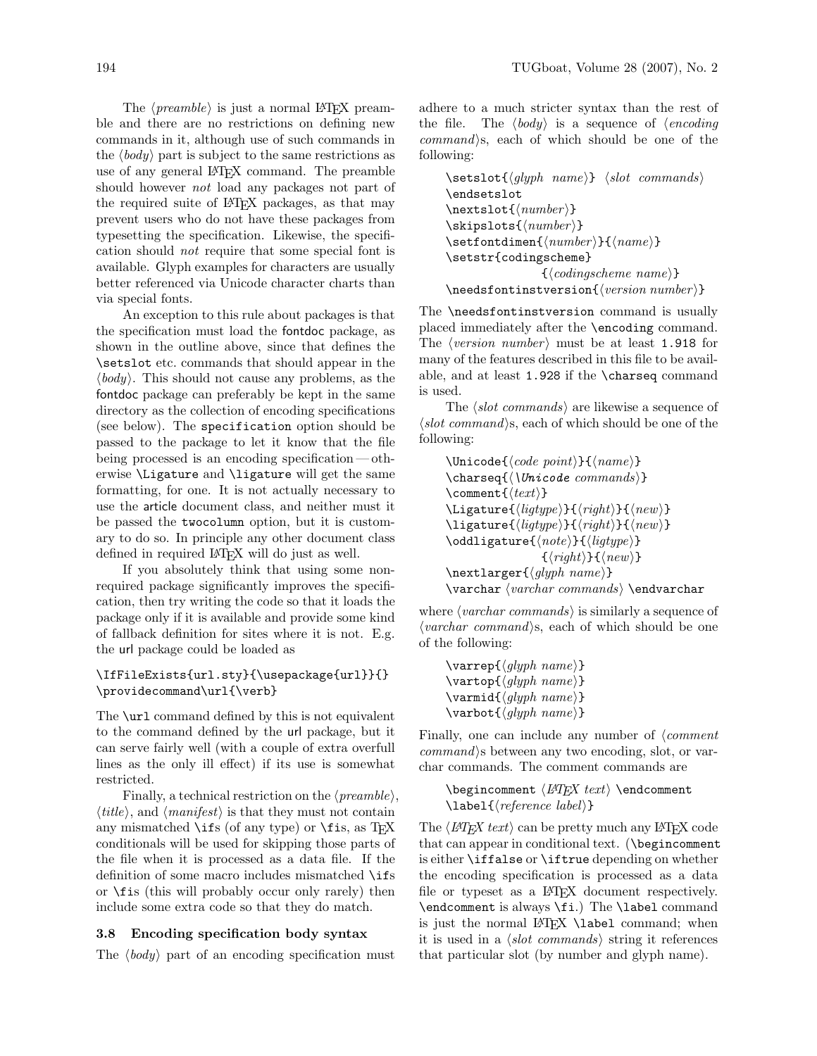The ⟨*preamble*⟩ is just a normal LaTeX preamble and there are no restrictions on defining new commands in it, although use of such commands in the ⟨*body*⟩ part is subject to the same restrictions as use of any general LaTeX command. The preamble should however *not* load any packages not part of the required suite of LaTeX packages, as that may prevent users who do not have these packages from typesetting the specification. Likewise, the specification should *not* require that some special font is available. Glyph examples for characters are usually better referenced via Unicode character charts than via special fonts.

An exception to this rule about packages is that the specification must load the fontdoc package, as shown in the outline above, since that defines the `\setslot` etc. commands that should appear in the ⟨*body*⟩. This should not cause any problems, as the fontdoc package can preferably be kept in the same directory as the collection of encoding specifications (see below). The `specification` option should be passed to the package to let it know that the file being processed is an encoding specification — otherwise `\Ligature` and `\ligature` will get the same formatting, for one. It is not actually necessary to use the article document class, and neither must it be passed the `twocolumn` option, but it is customary to do so. In principle any other document class defined in required LaTeX will do just as well.

If you absolutely think that using some non-required package significantly improves the specification, then try writing the code so that it loads the package only if it is available and provide some kind of fallback definition for sites where it is not. E.g. the url package could be loaded as

```
\IfFileExists{url.sty}{\usepackage{url}}{}
\providecommand\url{\verb}
```

The `\url` command defined by this is not equivalent to the command defined by the url package, but it can serve fairly well (with a couple of extra overfull lines as the only ill effect) if its use is somewhat restricted.

Finally, a technical restriction on the ⟨*preamble*⟩, ⟨*title*⟩, and ⟨*manifest*⟩ is that they must not contain any mismatched `\if`s (of any type) or `\fi`s, as TeX conditionals will be used for skipping those parts of the file when it is processed as a data file. If the definition of some macro includes mismatched `\if`s or `\fi`s (this will probably occur only rarely) then include some extra code so that they do match.

### 3.8 Encoding specification body syntax

The ⟨*body*⟩ part of an encoding specification must adhere to a much stricter syntax than the rest of the file. The ⟨*body*⟩ is a sequence of ⟨*encoding command*⟩s, each of which should be one of the following:

```
\setslot{⟨glyph name⟩} ⟨slot commands⟩
\endsetslot
\nextslot{⟨number⟩}
\skipslots{⟨number⟩}
\setfontdimen{⟨number⟩}{⟨name⟩}
\setstr{codingscheme}
              {⟨codingscheme name⟩}
\needsfontinstversion{⟨version number⟩}
```

The `\needsfontinstversion` command is usually placed immediately after the `\encoding` command. The ⟨*version number*⟩ must be at least `1.918` for many of the features described in this file to be available, and at least `1.928` if the `\charseq` command is used.

The ⟨*slot commands*⟩ are likewise a sequence of ⟨*slot command*⟩s, each of which should be one of the following:

```
\Unicode{⟨code point⟩}{⟨name⟩}
\charseq{⟨\Unicode commands⟩}
\comment{⟨text⟩}
\Ligature{⟨ligtype⟩}{⟨right⟩}{⟨new⟩}
\ligature{⟨ligtype⟩}{⟨right⟩}{⟨new⟩}
\oddligature{⟨note⟩}{⟨ligtype⟩}
              {⟨right⟩}{⟨new⟩}
\nextlarger{⟨glyph name⟩}
\varchar ⟨varchar commands⟩ \endvarchar
```

where ⟨*varchar commands*⟩ is similarly a sequence of ⟨*varchar command*⟩s, each of which should be one of the following:

```
\varrep{⟨glyph name⟩}
\vartop{⟨glyph name⟩}
\varmid{⟨glyph name⟩}
\varbot{⟨glyph name⟩}
```

Finally, one can include any number of ⟨*comment command*⟩s between any two encoding, slot, or varchar commands. The comment commands are

```
\begincomment ⟨LaTeX text⟩ \endcomment
\label{⟨reference label⟩}
```

The ⟨*LaTeX text*⟩ can be pretty much any LaTeX code that can appear in conditional text. (`\begincomment` is either `\iffalse` or `\iftrue` depending on whether the encoding specification is processed as a data file or typeset as a LaTeX document respectively. `\endcomment` is always `\fi`.) The `\label` command is just the normal LaTeX `\label` command; when it is used in a ⟨*slot commands*⟩ string it references that particular slot (by number and glyph name).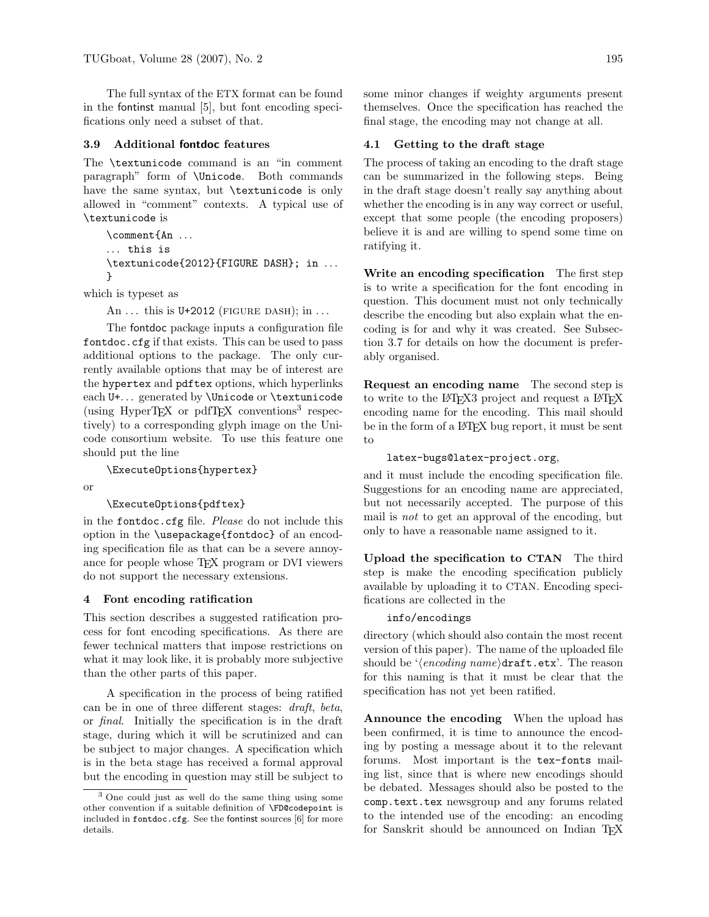The full syntax of the ETX format can be found in the fontinst manual [5], but font encoding specifications only need a subset of that.

### 3.9 Additional fontdoc features

The `\textunicode` command is an "in comment paragraph" form of `\Unicode`. Both commands have the same syntax, but `\textunicode` is only allowed in "comment" contexts. A typical use of `\textunicode` is

```
\comment{An ...
... this is
\textunicode{2012}{FIGURE DASH}; in ...
}
```

which is typeset as

An ... this is U+2012 (FIGURE DASH); in ...

The fontdoc package inputs a configuration file `fontdoc.cfg` if that exists. This can be used to pass additional options to the package. The only currently available options that may be of interest are the `hypertex` and `pdftex` options, which hyperlinks each `U+...` generated by `\Unicode` or `\textunicode` (using HyperTEX or pdfTEX conventions[3] respectively) to a corresponding glyph image on the Unicode consortium website. To use this feature one should put the line

```
\ExecuteOptions{hypertex}
```

or

```
\ExecuteOptions{pdftex}
```

in the `fontdoc.cfg` file. *Please* do not include this option in the `\usepackage{fontdoc}` of an encoding specification file as that can be a severe annoyance for people whose TEX program or DVI viewers do not support the necessary extensions.

## 4 Font encoding ratification

This section describes a suggested ratification process for font encoding specifications. As there are fewer technical matters that impose restrictions on what it may look like, it is probably more subjective than the other parts of this paper.

A specification in the process of being ratified can be in one of three different stages: *draft*, *beta*, or *final*. Initially the specification is in the draft stage, during which it will be scrutinized and can be subject to major changes. A specification which is in the beta stage has received a formal approval but the encoding in question may still be subject to some minor changes if weighty arguments present themselves. Once the specification has reached the final stage, the encoding may not change at all.

### 4.1 Getting to the draft stage

The process of taking an encoding to the draft stage can be summarized in the following steps. Being in the draft stage doesn't really say anything about whether the encoding is in any way correct or useful, except that some people (the encoding proposers) believe it is and are willing to spend some time on ratifying it.

**Write an encoding specification** The first step is to write a specification for the font encoding in question. This document must not only technically describe the encoding but also explain what the encoding is for and why it was created. See Subsection 3.7 for details on how the document is preferably organised.

**Request an encoding name** The second step is to write to the LATEX3 project and request a LATEX encoding name for the encoding. This mail should be in the form of a LATEX bug report, it must be sent to

`latex-bugs@latex-project.org`,

and it must include the encoding specification file. Suggestions for an encoding name are appreciated, but not necessarily accepted. The purpose of this mail is *not* to get an approval of the encoding, but only to have a reasonable name assigned to it.

**Upload the specification to CTAN** The third step is make the encoding specification publicly available by uploading it to CTAN. Encoding specifications are collected in the

`info/encodings`

directory (which should also contain the most recent version of this paper). The name of the uploaded file should be '⟨*encoding name*⟩`draft.etx`'. The reason for this naming is that it must be clear that the specification has not yet been ratified.

**Announce the encoding** When the upload has been confirmed, it is time to announce the encoding by posting a message about it to the relevant forums. Most important is the `tex-fonts` mailing list, since that is where new encodings should be debated. Messages should also be posted to the `comp.text.tex` newsgroup and any forums related to the intended use of the encoding: an encoding for Sanskrit should be announced on Indian TEX

---

[3] One could just as well do the same thing using some other convention if a suitable definition of `\FD@codepoint` is included in `fontdoc.cfg`. See the fontinst sources [6] for more details.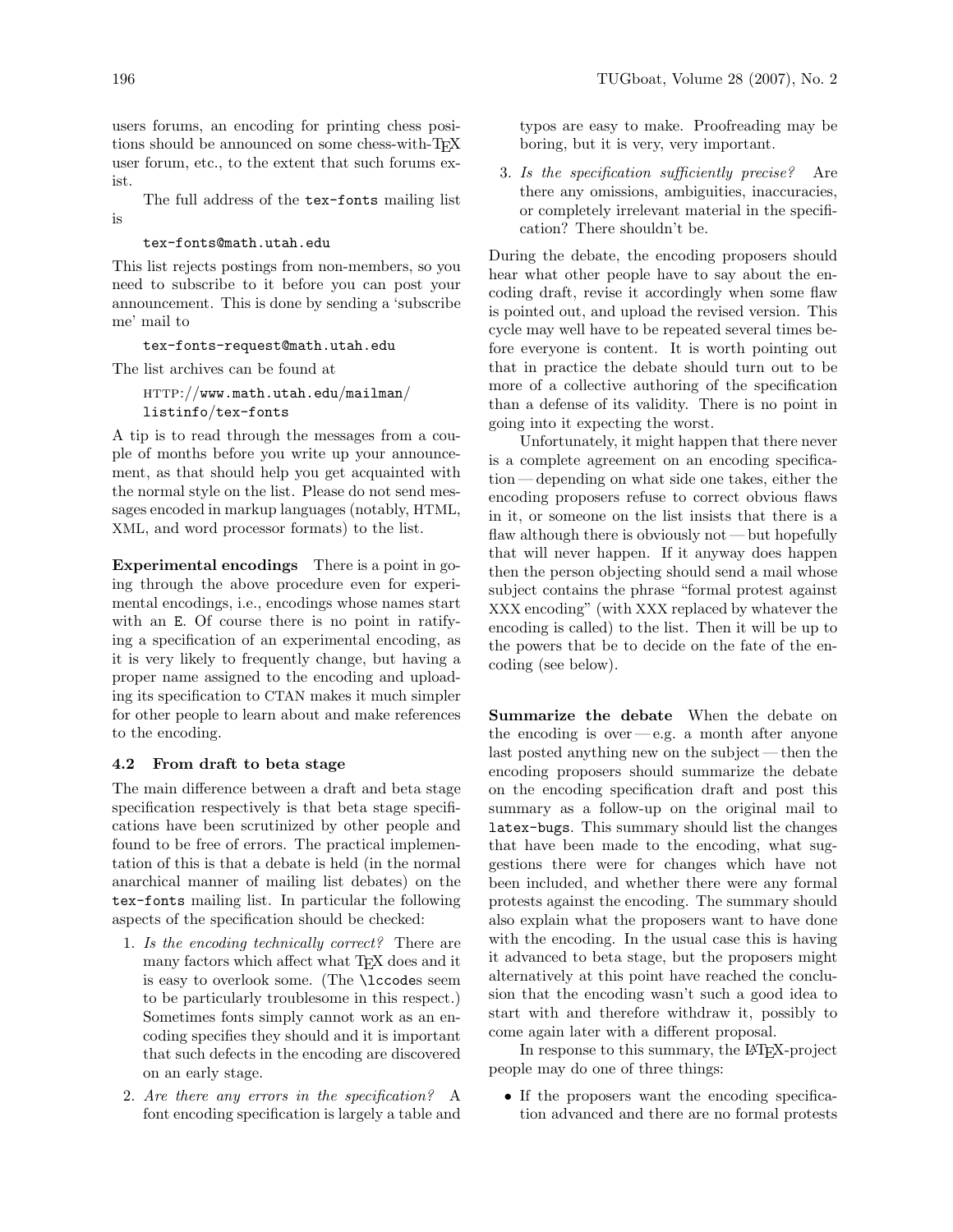users forums, an encoding for printing chess positions should be announced on some chess-with-TeX user forum, etc., to the extent that such forums exist.

The full address of the `tex-fonts` mailing list is

`tex-fonts@math.utah.edu`

This list rejects postings from non-members, so you need to subscribe to it before you can post your announcement. This is done by sending a 'subscribe me' mail to

`tex-fonts-request@math.utah.edu`

The list archives can be found at

HTTP://`www.math.utah.edu/mailman/listinfo/tex-fonts`

A tip is to read through the messages from a couple of months before you write up your announcement, as that should help you get acquainted with the normal style on the list. Please do not send messages encoded in markup languages (notably, HTML, XML, and word processor formats) to the list.

**Experimental encodings** There is a point in going through the above procedure even for experimental encodings, i.e., encodings whose names start with an `E`. Of course there is no point in ratifying a specification of an experimental encoding, as it is very likely to frequently change, but having a proper name assigned to the encoding and uploading its specification to CTAN makes it much simpler for other people to learn about and make references to the encoding.

### 4.2 From draft to beta stage

The main difference between a draft and beta stage specification respectively is that beta stage specifications have been scrutinized by other people and found to be free of errors. The practical implementation of this is that a debate is held (in the normal anarchical manner of mailing list debates) on the `tex-fonts` mailing list. In particular the following aspects of the specification should be checked:

1. *Is the encoding technically correct?* There are many factors which affect what TeX does and it is easy to overlook some. (The `\lccode`s seem to be particularly troublesome in this respect.) Sometimes fonts simply cannot work as an encoding specifies they should and it is important that such defects in the encoding are discovered on an early stage.
2. *Are there any errors in the specification?* A font encoding specification is largely a table and typos are easy to make. Proofreading may be boring, but it is very, very important.
3. *Is the specification sufficiently precise?* Are there any omissions, ambiguities, inaccuracies, or completely irrelevant material in the specification? There shouldn't be.

During the debate, the encoding proposers should hear what other people have to say about the encoding draft, revise it accordingly when some flaw is pointed out, and upload the revised version. This cycle may well have to be repeated several times before everyone is content. It is worth pointing out that in practice the debate should turn out to be more of a collective authoring of the specification than a defense of its validity. There is no point in going into it expecting the worst.

Unfortunately, it might happen that there never is a complete agreement on an encoding specification — depending on what side one takes, either the encoding proposers refuse to correct obvious flaws in it, or someone on the list insists that there is a flaw although there is obviously not — but hopefully that will never happen. If it anyway does happen then the person objecting should send a mail whose subject contains the phrase "formal protest against XXX encoding" (with XXX replaced by whatever the encoding is called) to the list. Then it will be up to the powers that be to decide on the fate of the encoding (see below).

**Summarize the debate** When the debate on the encoding is over — e.g. a month after anyone last posted anything new on the subject — then the encoding proposers should summarize the debate on the encoding specification draft and post this summary as a follow-up on the original mail to `latex-bugs`. This summary should list the changes that have been made to the encoding, what suggestions there were for changes which have not been included, and whether there were any formal protests against the encoding. The summary should also explain what the proposers want to have done with the encoding. In the usual case this is having it advanced to beta stage, but the proposers might alternatively at this point have reached the conclusion that the encoding wasn't such a good idea to start with and therefore withdraw it, possibly to come again later with a different proposal.

In response to this summary, the LaTeX-project people may do one of three things:

- If the proposers want the encoding specification advanced and there are no formal protests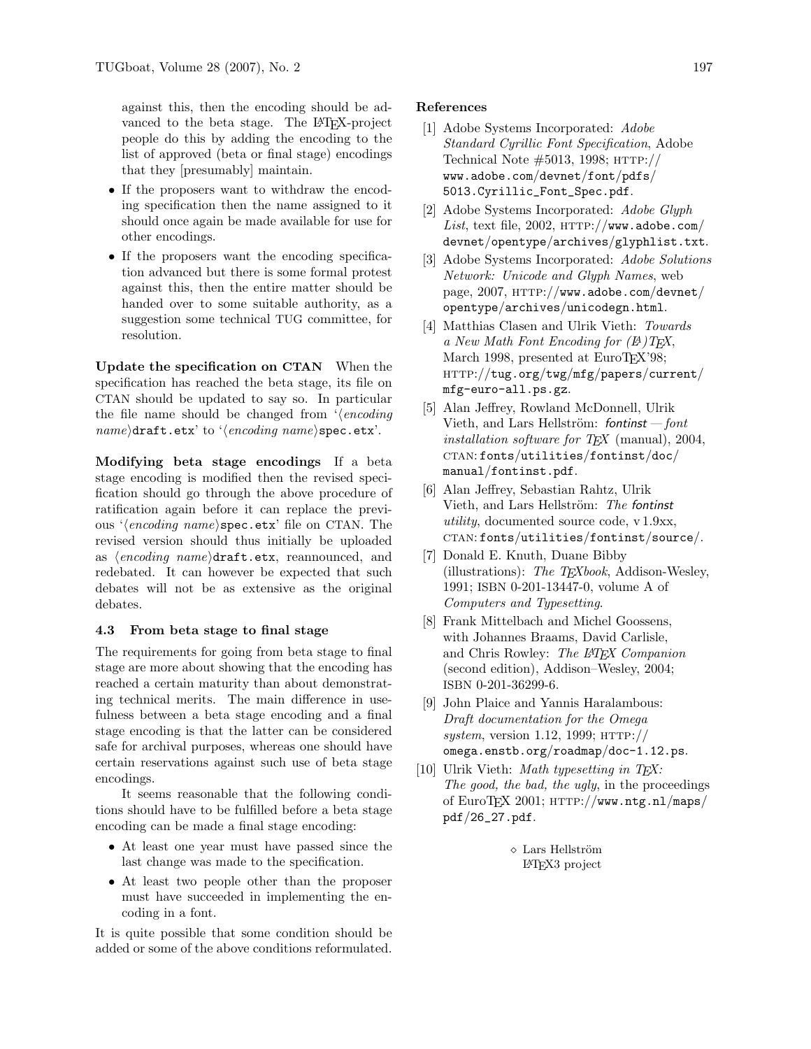against this, then the encoding should be advanced to the beta stage. The LaTeX-project people do this by adding the encoding to the list of approved (beta or final stage) encodings that they [presumably] maintain.

- If the proposers want to withdraw the encoding specification then the name assigned to it should once again be made available for use for other encodings.
- If the proposers want the encoding specification advanced but there is some formal protest against this, then the entire matter should be handed over to some suitable authority, as a suggestion some technical TUG committee, for resolution.

**Update the specification on CTAN** When the specification has reached the beta stage, its file on CTAN should be updated to say so. In particular the file name should be changed from '⟨*encoding name*⟩`draft.etx`' to '⟨*encoding name*⟩`spec.etx`'.

**Modifying beta stage encodings** If a beta stage encoding is modified then the revised specification should go through the above procedure of ratification again before it can replace the previous '⟨*encoding name*⟩`spec.etx`' file on CTAN. The revised version should thus initially be uploaded as ⟨*encoding name*⟩`draft.etx`, reannounced, and redebated. It can however be expected that such debates will not be as extensive as the original debates.

### 4.3 From beta stage to final stage

The requirements for going from beta stage to final stage are more about showing that the encoding has reached a certain maturity than about demonstrating technical merits. The main difference in usefulness between a beta stage encoding and a final stage encoding is that the latter can be considered safe for archival purposes, whereas one should have certain reservations against such use of beta stage encodings.

It seems reasonable that the following conditions should have to be fulfilled before a beta stage encoding can be made a final stage encoding:

- At least one year must have passed since the last change was made to the specification.
- At least two people other than the proposer must have succeeded in implementing the encoding in a font.

It is quite possible that some condition should be added or some of the above conditions reformulated.

## References

[1] Adobe Systems Incorporated: *Adobe Standard Cyrillic Font Specification*, Adobe Technical Note #5013, 1998; HTTP://`www.adobe.com/devnet/font/pdfs/5013.Cyrillic_Font_Spec.pdf`.

[2] Adobe Systems Incorporated: *Adobe Glyph List*, text file, 2002, HTTP://`www.adobe.com/devnet/opentype/archives/glyphlist.txt`.

[3] Adobe Systems Incorporated: *Adobe Solutions Network: Unicode and Glyph Names*, web page, 2007, HTTP://`www.adobe.com/devnet/opentype/archives/unicodegn.html`.

[4] Matthias Clasen and Ulrik Vieth: *Towards a New Math Font Encoding for (La)TeX*, March 1998, presented at EuroTeX'98; HTTP://`tug.org/twg/mfg/papers/current/mfg-euro-all.ps.gz`.

[5] Alan Jeffrey, Rowland McDonnell, Ulrik Vieth, and Lars Hellström: *fontinst — font installation software for TeX* (manual), 2004, CTAN:`fonts/utilities/fontinst/doc/manual/fontinst.pdf`.

[6] Alan Jeffrey, Sebastian Rahtz, Ulrik Vieth, and Lars Hellström: *The fontinst utility*, documented source code, v 1.9xx, CTAN:`fonts/utilities/fontinst/source/`.

[7] Donald E. Knuth, Duane Bibby (illustrations): *The TeXbook*, Addison-Wesley, 1991; ISBN 0-201-13447-0, volume A of *Computers and Typesetting*.

[8] Frank Mittelbach and Michel Goossens, with Johannes Braams, David Carlisle, and Chris Rowley: *The LaTeX Companion* (second edition), Addison–Wesley, 2004; ISBN 0-201-36299-6.

[9] John Plaice and Yannis Haralambous: *Draft documentation for the Omega system*, version 1.12, 1999; HTTP://`omega.enstb.org/roadmap/doc-1.12.ps`.

[10] Ulrik Vieth: *Math typesetting in TeX: The good, the bad, the ugly*, in the proceedings of EuroTeX 2001; HTTP://`www.ntg.nl/maps/pdf/26_27.pdf`.

⋄ Lars Hellström
LaTeX3 project